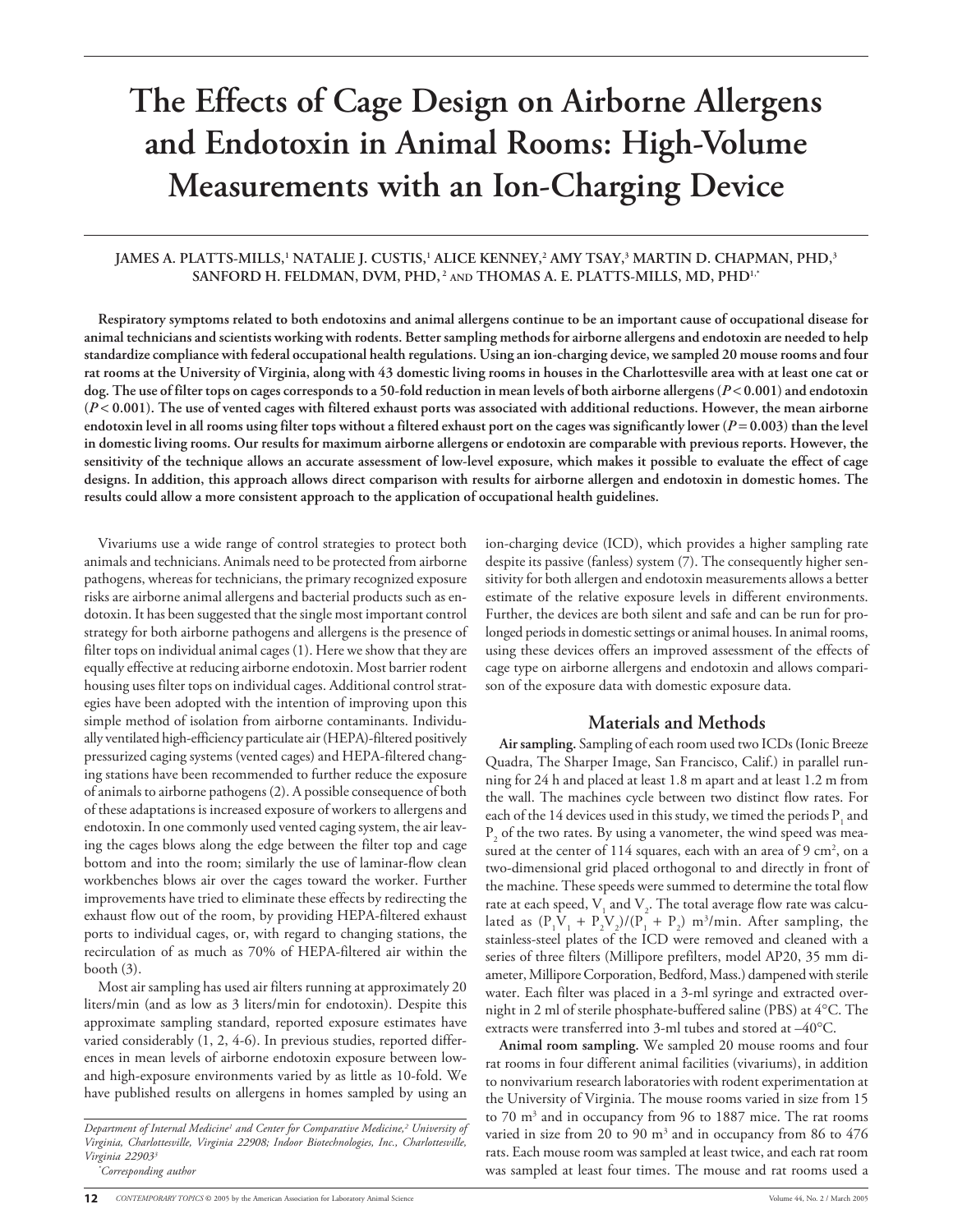# The Effects of Cage Design on Airborne Allergens and Endotoxin in Animal Rooms: High-Volume Measurements with an Ion-Charging Device

JAMES A. PLATTS-MILLS,[1] NATALIE J. CUSTIS,[1] ALICE KENNEY,[2] AMY TSAY,[3] MARTIN D. CHAPMAN, PHD,[3] SANFORD H. FELDMAN, DVM, PHD,[2] AND THOMAS A. E. PLATTS-MILLS, MD, PHD[1,*]

**Respiratory symptoms related to both endotoxins and animal allergens continue to be an important cause of occupational disease for animal technicians and scientists working with rodents. Better sampling methods for airborne allergens and endotoxin are needed to help standardize compliance with federal occupational health regulations. Using an ion-charging device, we sampled 20 mouse rooms and four rat rooms at the University of Virginia, along with 43 domestic living rooms in houses in the Charlottesville area with at least one cat or dog. The use of filter tops on cages corresponds to a 50-fold reduction in mean levels of both airborne allergens ($P < 0.001$) and endotoxin ($P < 0.001$). The use of vented cages with filtered exhaust ports was associated with additional reductions. However, the mean airborne endotoxin level in all rooms using filter tops without a filtered exhaust port on the cages was significantly lower ($P = 0.003$) than the level in domestic living rooms. Our results for maximum airborne allergens or endotoxin are comparable with previous reports. However, the sensitivity of the technique allows an accurate assessment of low-level exposure, which makes it possible to evaluate the effect of cage designs. In addition, this approach allows direct comparison with results for airborne allergen and endotoxin in domestic homes. The results could allow a more consistent approach to the application of occupational health guidelines.**

Vivariums use a wide range of control strategies to protect both animals and technicians. Animals need to be protected from airborne pathogens, whereas for technicians, the primary recognized exposure risks are airborne animal allergens and bacterial products such as endotoxin. It has been suggested that the single most important control strategy for both airborne pathogens and allergens is the presence of filter tops on individual animal cages (1). Here we show that they are equally effective at reducing airborne endotoxin. Most barrier rodent housing uses filter tops on individual cages. Additional control strategies have been adopted with the intention of improving upon this simple method of isolation from airborne contaminants. Individually ventilated high-efficiency particulate air (HEPA)-filtered positively pressurized caging systems (vented cages) and HEPA-filtered changing stations have been recommended to further reduce the exposure of animals to airborne pathogens (2). A possible consequence of both of these adaptations is increased exposure of workers to allergens and endotoxin. In one commonly used vented caging system, the air leaving the cages blows along the edge between the filter top and cage bottom and into the room; similarly the use of laminar-flow clean workbenches blows air over the cages toward the worker. Further improvements have tried to eliminate these effects by redirecting the exhaust flow out of the room, by providing HEPA-filtered exhaust ports to individual cages, or, with regard to changing stations, the recirculation of as much as 70% of HEPA-filtered air within the booth (3).

Most air sampling has used air filters running at approximately 20 liters/min (and as low as 3 liters/min for endotoxin). Despite this approximate sampling standard, reported exposure estimates have varied considerably (1, 2, 4-6). In previous studies, reported differences in mean levels of airborne endotoxin exposure between low- and high-exposure environments varied by as little as 10-fold. We have published results on allergens in homes sampled by using an ion-charging device (ICD), which provides a higher sampling rate despite its passive (fanless) system (7). The consequently higher sensitivity for both allergen and endotoxin measurements allows a better estimate of the relative exposure levels in different environments. Further, the devices are both silent and safe and can be run for prolonged periods in domestic settings or animal houses. In animal rooms, using these devices offers an improved assessment of the effects of cage type on airborne allergens and endotoxin and allows comparison of the exposure data with domestic exposure data.

## Materials and Methods

**Air sampling.** Sampling of each room used two ICDs (Ionic Breeze Quadra, The Sharper Image, San Francisco, Calif.) in parallel running for 24 h and placed at least 1.8 m apart and at least 1.2 m from the wall. The machines cycle between two distinct flow rates. For each of the 14 devices used in this study, we timed the periods $P_1$ and $P_2$ of the two rates. By using a vanometer, the wind speed was measured at the center of 114 squares, each with an area of 9 cm$^2$, on a two-dimensional grid placed orthogonal to and directly in front of the machine. These speeds were summed to determine the total flow rate at each speed, $V_1$ and $V_2$. The total average flow rate was calculated as $(P_1V_1 + P_2V_2)/(P_1 + P_2)$ m$^3$/min. After sampling, the stainless-steel plates of the ICD were removed and cleaned with a series of three filters (Millipore prefilters, model AP20, 35 mm diameter, Millipore Corporation, Bedford, Mass.) dampened with sterile water. Each filter was placed in a 3-ml syringe and extracted overnight in 2 ml of sterile phosphate-buffered saline (PBS) at 4°C. The extracts were transferred into 3-ml tubes and stored at –40°C.

**Animal room sampling.** We sampled 20 mouse rooms and four rat rooms in four different animal facilities (vivariums), in addition to nonvivarium research laboratories with rodent experimentation at the University of Virginia. The mouse rooms varied in size from 15 to 70 m$^3$ and in occupancy from 96 to 1887 mice. The rat rooms varied in size from 20 to 90 m$^3$ and in occupancy from 86 to 476 rats. Each mouse room was sampled at least twice, and each rat room was sampled at least four times. The mouse and rat rooms used a

*Department of Internal Medicine[1] and Center for Comparative Medicine,[2] University of Virginia, Charlottesville, Virginia 22908; Indoor Biotechnologies, Inc., Charlottesville, Virginia 22903[3]*

*[*]Corresponding author*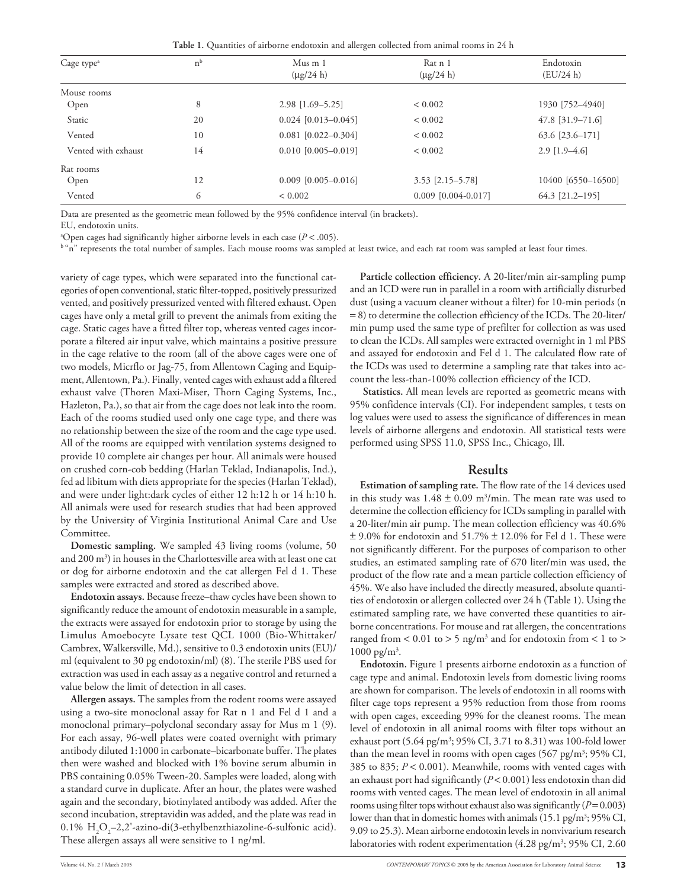**Table 1.** Quantities of airborne endotoxin and allergen collected from animal rooms in 24 h

| Cage type[a] | n[b] | Mus m 1 (μg/24 h) | Rat n 1 (μg/24 h) | Endotoxin (EU/24 h) |
|---|---|---|---|---|
| Mouse rooms | | | | |
| Open | 8 | 2.98 [1.69–5.25] | < 0.002 | 1930 [752–4940] |
| Static | 20 | 0.024 [0.013–0.045] | < 0.002 | 47.8 [31.9–71.6] |
| Vented | 10 | 0.081 [0.022–0.304] | < 0.002 | 63.6 [23.6–171] |
| Vented with exhaust | 14 | 0.010 [0.005–0.019] | < 0.002 | 2.9 [1.9–4.6] |
| Rat rooms | | | | |
| Open | 12 | 0.009 [0.005–0.016] | 3.53 [2.15–5.78] | 10400 [6550–16500] |
| Vented | 6 | < 0.002 | 0.009 [0.004-0.017] | 64.3 [21.2–195] |

Data are presented as the geometric mean followed by the 95% confidence interval (in brackets).

EU, endotoxin units.

[a]Open cages had significantly higher airborne levels in each case ($P < .005$).

[b]"n" represents the total number of samples. Each mouse rooms was sampled at least twice, and each rat room was sampled at least four times.

variety of cage types, which were separated into the functional categories of open conventional, static filter-topped, positively pressurized vented, and positively pressurized vented with filtered exhaust. Open cages have only a metal grill to prevent the animals from exiting the cage. Static cages have a fitted filter top, whereas vented cages incorporate a filtered air input valve, which maintains a positive pressure in the cage relative to the room (all of the above cages were one of two models, Micrflo or Jag-75, from Allentown Caging and Equipment, Allentown, Pa.). Finally, vented cages with exhaust add a filtered exhaust valve (Thoren Maxi-Miser, Thorn Caging Systems, Inc., Hazleton, Pa.), so that air from the cage does not leak into the room. Each of the rooms studied used only one cage type, and there was no relationship between the size of the room and the cage type used. All of the rooms are equipped with ventilation systems designed to provide 10 complete air changes per hour. All animals were housed on crushed corn-cob bedding (Harlan Teklad, Indianapolis, Ind.), fed ad libitum with diets appropriate for the species (Harlan Teklad), and were under light:dark cycles of either 12 h:12 h or 14 h:10 h. All animals were used for research studies that had been approved by the University of Virginia Institutional Animal Care and Use Committee.

**Domestic sampling.** We sampled 43 living rooms (volume, 50 and 200 $m^3$) in houses in the Charlottesville area with at least one cat or dog for airborne endotoxin and the cat allergen Fel d 1. These samples were extracted and stored as described above.

**Endotoxin assays.** Because freeze–thaw cycles have been shown to significantly reduce the amount of endotoxin measurable in a sample, the extracts were assayed for endotoxin prior to storage by using the Limulus Amoebocyte Lysate test QCL 1000 (Bio-Whittaker/Cambrex, Walkersville, Md.), sensitive to 0.3 endotoxin units (EU)/ml (equivalent to 30 pg endotoxin/ml) (8). The sterile PBS used for extraction was used in each assay as a negative control and returned a value below the limit of detection in all cases.

**Allergen assays.** The samples from the rodent rooms were assayed using a two-site monoclonal assay for Rat n 1 and Fel d 1 and a monoclonal primary–polyclonal secondary assay for Mus m 1 (9). For each assay, 96-well plates were coated overnight with primary antibody diluted 1:1000 in carbonate–bicarbonate buffer. The plates then were washed and blocked with 1% bovine serum albumin in PBS containing 0.05% Tween-20. Samples were loaded, along with a standard curve in duplicate. After an hour, the plates were washed again and the secondary, biotinylated antibody was added. After the second incubation, streptavidin was added, and the plate was read in 0.1% $H_2O_2$–2,2'-azino-di(3-ethylbenzthiazoline-6-sulfonic acid). These allergen assays all were sensitive to 1 ng/ml.

**Particle collection efficiency.** A 20-liter/min air-sampling pump and an ICD were run in parallel in a room with artificially disturbed dust (using a vacuum cleaner without a filter) for 10-min periods (n = 8) to determine the collection efficiency of the ICDs. The 20-liter/min pump used the same type of prefilter for collection as was used to clean the ICDs. All samples were extracted overnight in 1 ml PBS and assayed for endotoxin and Fel d 1. The calculated flow rate of the ICDs was used to determine a sampling rate that takes into account the less-than-100% collection efficiency of the ICD.

**Statistics.** All mean levels are reported as geometric means with 95% confidence intervals (CI). For independent samples, t tests on log values were used to assess the significance of differences in mean levels of airborne allergens and endotoxin. All statistical tests were performed using SPSS 11.0, SPSS Inc., Chicago, Ill.

## Results

**Estimation of sampling rate.** The flow rate of the 14 devices used in this study was $1.48 \pm 0.09$ $m^3$/min. The mean rate was used to determine the collection efficiency for ICDs sampling in parallel with a 20-liter/min air pump. The mean collection efficiency was 40.6% ± 9.0% for endotoxin and 51.7% ± 12.0% for Fel d 1. These were not significantly different. For the purposes of comparison to other studies, an estimated sampling rate of 670 liter/min was used, the product of the flow rate and a mean particle collection efficiency of 45%. We also have included the directly measured, absolute quantities of endotoxin or allergen collected over 24 h (Table 1). Using the estimated sampling rate, we have converted these quantities to airborne concentrations. For mouse and rat allergen, the concentrations ranged from < 0.01 to > 5 ng/$m^3$ and for endotoxin from < 1 to > 1000 pg/$m^3$.

**Endotoxin.** Figure 1 presents airborne endotoxin as a function of cage type and animal. Endotoxin levels from domestic living rooms are shown for comparison. The levels of endotoxin in all rooms with filter cage tops represent a 95% reduction from those from rooms with open cages, exceeding 99% for the cleanest rooms. The mean level of endotoxin in all animal rooms with filter tops without an exhaust port (5.64 pg/$m^3$; 95% CI, 3.71 to 8.31) was 100-fold lower than the mean level in rooms with open cages (567 pg/$m^3$; 95% CI, 385 to 835; $P < 0.001$). Meanwhile, rooms with vented cages with an exhaust port had significantly ($P < 0.001$) less endotoxin than did rooms with vented cages. The mean level of endotoxin in all animal rooms using filter tops without exhaust also was significantly ($P = 0.003$) lower than that in domestic homes with animals (15.1 pg/$m^3$; 95% CI, 9.09 to 25.3). Mean airborne endotoxin levels in nonvivarium research laboratories with rodent experimentation (4.28 pg/$m^3$; 95% CI, 2.60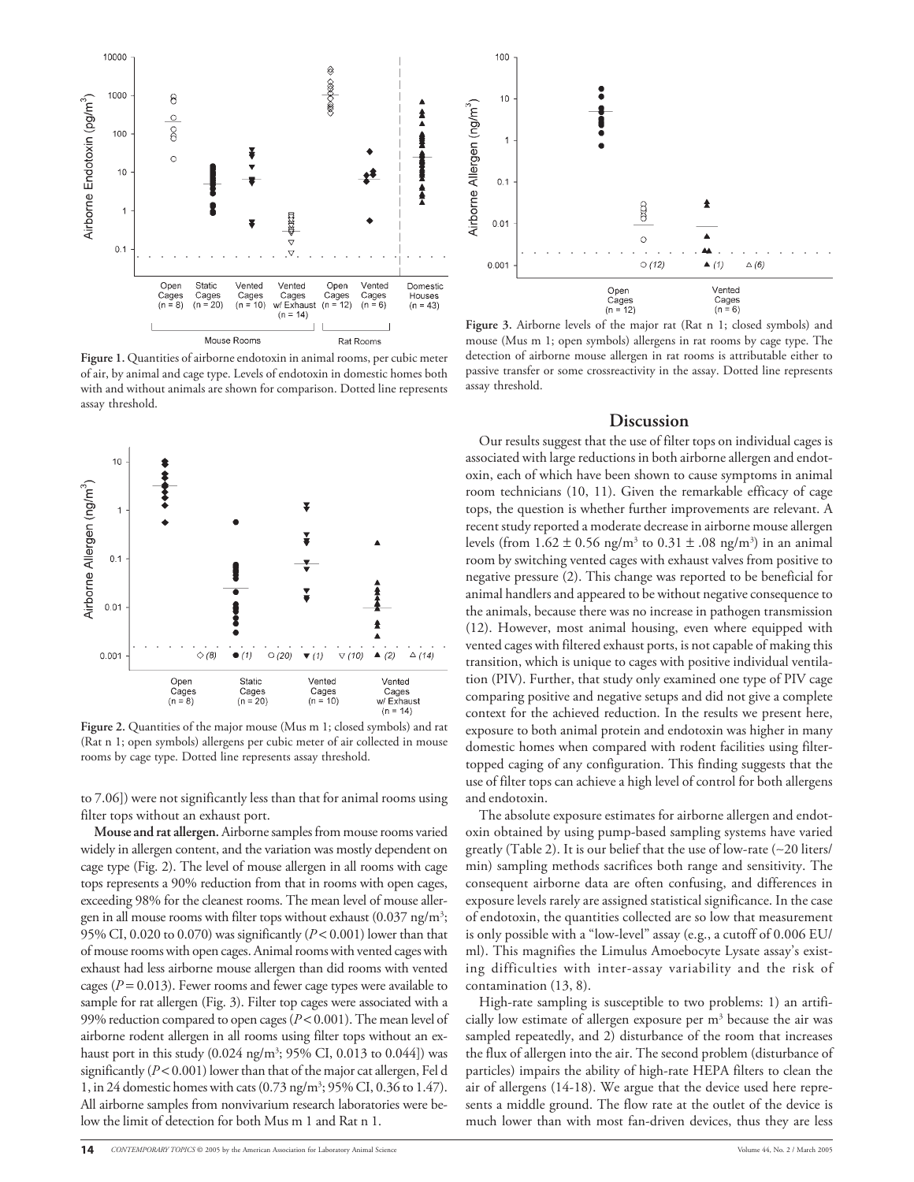Figure 1. Quantities of airborne endotoxin in animal rooms, per cubic meter of air, by animal and cage type. Levels of endotoxin in domestic homes both with and without animals are shown for comparison. Dotted line represents assay threshold.

Figure 2. Quantities of the major mouse (Mus m 1; closed symbols) and rat (Rat n 1; open symbols) allergens per cubic meter of air collected in mouse rooms by cage type. Dotted line represents assay threshold.

to 7.06]) were not significantly less than that for animal rooms using filter tops without an exhaust port.

**Mouse and rat allergen.** Airborne samples from mouse rooms varied widely in allergen content, and the variation was mostly dependent on cage type (Fig. 2). The level of mouse allergen in all rooms with cage tops represents a 90% reduction from that in rooms with open cages, exceeding 98% for the cleanest rooms. The mean level of mouse allergen in all mouse rooms with filter tops without exhaust (0.037 ng/m$^3$; 95% CI, 0.020 to 0.070) was significantly ($P < 0.001$) lower than that of mouse rooms with open cages. Animal rooms with vented cages with exhaust had less airborne mouse allergen than did rooms with vented cages ($P = 0.013$). Fewer rooms and fewer cage types were available to sample for rat allergen (Fig. 3). Filter top cages were associated with a 99% reduction compared to open cages ($P < 0.001$). The mean level of airborne rodent allergen in all rooms using filter tops without an exhaust port in this study (0.024 ng/m$^3$; 95% CI, 0.013 to 0.044]) was significantly ($P < 0.001$) lower than that of the major cat allergen, Fel d 1, in 24 domestic homes with cats (0.73 ng/m$^3$; 95% CI, 0.36 to 1.47). All airborne samples from nonvivarium research laboratories were below the limit of detection for both Mus m 1 and Rat n 1.

Figure 3. Airborne levels of the major rat (Rat n 1; closed symbols) and mouse (Mus m 1; open symbols) allergens in rat rooms by cage type. The detection of airborne mouse allergen in rat rooms is attributable either to passive transfer or some crossreactivity in the assay. Dotted line represents assay threshold.

## Discussion

Our results suggest that the use of filter tops on individual cages is associated with large reductions in both airborne allergen and endotoxin, each of which have been shown to cause symptoms in animal room technicians (10, 11). Given the remarkable efficacy of cage tops, the question is whether further improvements are relevant. A recent study reported a moderate decrease in airborne mouse allergen levels (from 1.62 ± 0.56 ng/m$^3$ to 0.31 ± .08 ng/m$^3$) in an animal room by switching vented cages with exhaust valves from positive to negative pressure (2). This change was reported to be beneficial for animal handlers and appeared to be without negative consequence to the animals, because there was no increase in pathogen transmission (12). However, most animal housing, even where equipped with vented cages with filtered exhaust ports, is not capable of making this transition, which is unique to cages with positive individual ventilation (PIV). Further, that study only examined one type of PIV cage comparing positive and negative setups and did not give a complete context for the achieved reduction. In the results we present here, exposure to both animal protein and endotoxin was higher in many domestic homes when compared with rodent facilities using filter-topped caging of any configuration. This finding suggests that the use of filter tops can achieve a high level of control for both allergens and endotoxin.

The absolute exposure estimates for airborne allergen and endotoxin obtained by using pump-based sampling systems have varied greatly (Table 2). It is our belief that the use of low-rate (~20 liters/min) sampling methods sacrifices both range and sensitivity. The consequent airborne data are often confusing, and differences in exposure levels rarely are assigned statistical significance. In the case of endotoxin, the quantities collected are so low that measurement is only possible with a "low-level" assay (e.g., a cutoff of 0.006 EU/ml). This magnifies the Limulus Amoebocyte Lysate assay's existing difficulties with inter-assay variability and the risk of contamination (13, 8).

High-rate sampling is susceptible to two problems: 1) an artificially low estimate of allergen exposure per m$^3$ because the air was sampled repeatedly, and 2) disturbance of the room that increases the flux of allergen into the air. The second problem (disturbance of particles) impairs the ability of high-rate HEPA filters to clean the air of allergens (14-18). We argue that the device used here represents a middle ground. The flow rate at the outlet of the device is much lower than with most fan-driven devices, thus they are less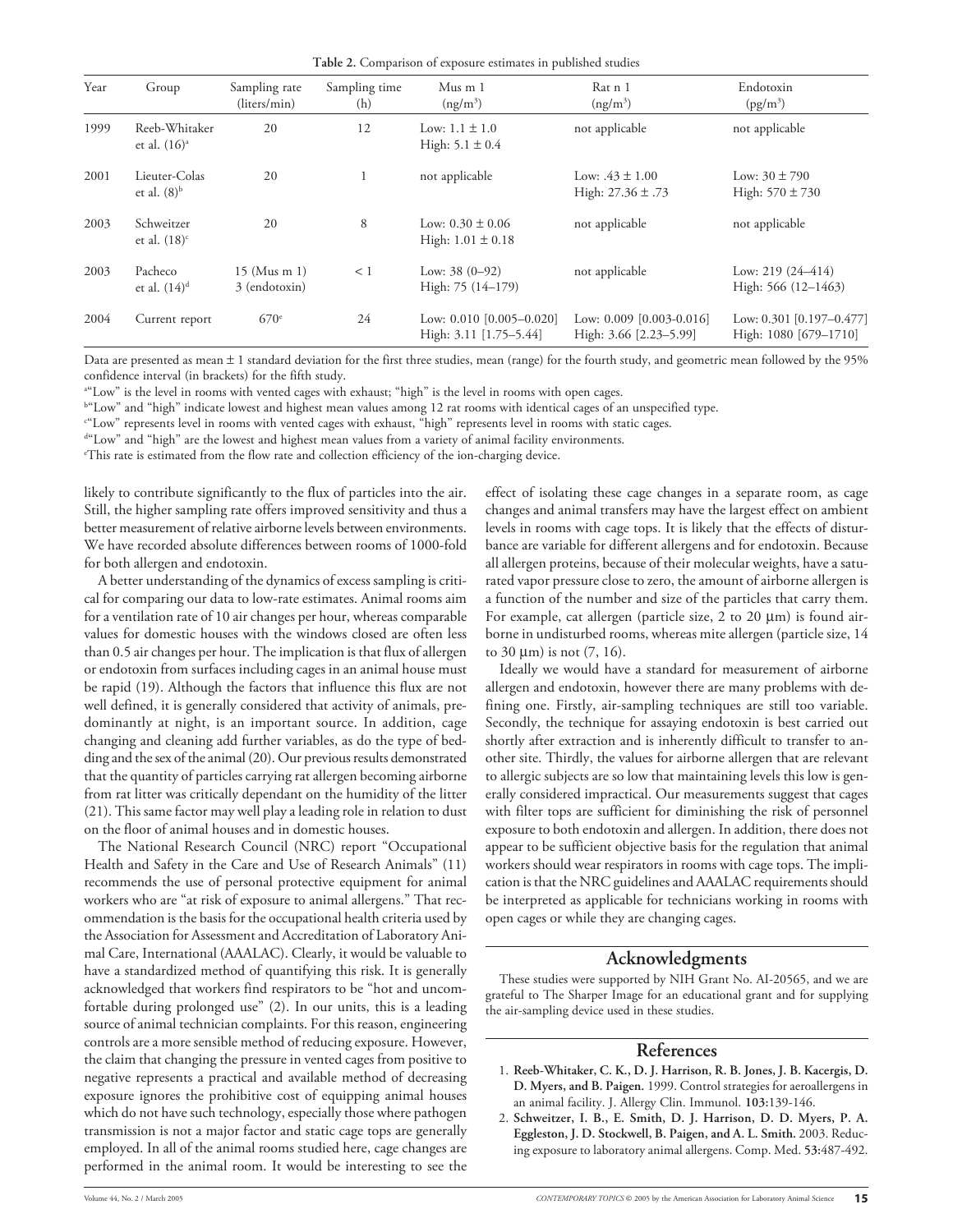**Table 2.** Comparison of exposure estimates in published studies

| Year | Group | Sampling rate (liters/min) | Sampling time (h) | Mus m 1 (ng/m$^3$) | Rat n 1 (ng/m$^3$) | Endotoxin (pg/m$^3$) |
|---|---|---|---|---|---|---|
| 1999 | Reeb-Whitaker et al. (16)[a] | 20 | 12 | Low: 1.1 ± 1.0<br>High: 5.1 ± 0.4 | not applicable | not applicable |
| 2001 | Lieuter-Colas et al. (8)[b] | 20 | 1 | not applicable | Low: .43 ± 1.00<br>High: 27.36 ± .73 | Low: 30 ± 790<br>High: 570 ± 730 |
| 2003 | Schweitzer et al. (18)[c] | 20 | 8 | Low: 0.30 ± 0.06<br>High: 1.01 ± 0.18 | not applicable | not applicable |
| 2003 | Pacheco et al. (14)[d] | 15 (Mus m 1)<br>3 (endotoxin) | < 1 | Low: 38 (0–92)<br>High: 75 (14–179) | not applicable | Low: 219 (24–414)<br>High: 566 (12–1463) |
| 2004 | Current report | 670[e] | 24 | Low: 0.010 [0.005–0.020]<br>High: 3.11 [1.75–5.44] | Low: 0.009 [0.003-0.016]<br>High: 3.66 [2.23–5.99] | Low: 0.301 [0.197–0.477]<br>High: 1080 [679–1710] |

Data are presented as mean ± 1 standard deviation for the first three studies, mean (range) for the fourth study, and geometric mean followed by the 95% confidence interval (in brackets) for the fifth study.

[a]"Low" is the level in rooms with vented cages with exhaust; "high" is the level in rooms with open cages.

[b]"Low" and "high" indicate lowest and highest mean values among 12 rat rooms with identical cages of an unspecified type.

[c]"Low" represents level in rooms with vented cages with exhaust, "high" represents level in rooms with static cages.

[d]"Low" and "high" are the lowest and highest mean values from a variety of animal facility environments.

[e]This rate is estimated from the flow rate and collection efficiency of the ion-charging device.

likely to contribute significantly to the flux of particles into the air. Still, the higher sampling rate offers improved sensitivity and thus a better measurement of relative airborne levels between environments. We have recorded absolute differences between rooms of 1000-fold for both allergen and endotoxin.

A better understanding of the dynamics of excess sampling is critical for comparing our data to low-rate estimates. Animal rooms aim for a ventilation rate of 10 air changes per hour, whereas comparable values for domestic houses with the windows closed are often less than 0.5 air changes per hour. The implication is that flux of allergen or endotoxin from surfaces including cages in an animal house must be rapid (19). Although the factors that influence this flux are not well defined, it is generally considered that activity of animals, predominantly at night, is an important source. In addition, cage changing and cleaning add further variables, as do the type of bedding and the sex of the animal (20). Our previous results demonstrated that the quantity of particles carrying rat allergen becoming airborne from rat litter was critically dependant on the humidity of the litter (21). This same factor may well play a leading role in relation to dust on the floor of animal houses and in domestic houses.

The National Research Council (NRC) report "Occupational Health and Safety in the Care and Use of Research Animals" (11) recommends the use of personal protective equipment for animal workers who are "at risk of exposure to animal allergens." That recommendation is the basis for the occupational health criteria used by the Association for Assessment and Accreditation of Laboratory Animal Care, International (AAALAC). Clearly, it would be valuable to have a standardized method of quantifying this risk. It is generally acknowledged that workers find respirators to be "hot and uncomfortable during prolonged use" (2). In our units, this is a leading source of animal technician complaints. For this reason, engineering controls are a more sensible method of reducing exposure. However, the claim that changing the pressure in vented cages from positive to negative represents a practical and available method of decreasing exposure ignores the prohibitive cost of equipping animal houses which do not have such technology, especially those where pathogen transmission is not a major factor and static cage tops are generally employed. In all of the animal rooms studied here, cage changes are performed in the animal room. It would be interesting to see the effect of isolating these cage changes in a separate room, as cage changes and animal transfers may have the largest effect on ambient levels in rooms with cage tops. It is likely that the effects of disturbance are variable for different allergens and for endotoxin. Because all allergen proteins, because of their molecular weights, have a saturated vapor pressure close to zero, the amount of airborne allergen is a function of the number and size of the particles that carry them. For example, cat allergen (particle size, 2 to 20 μm) is found airborne in undisturbed rooms, whereas mite allergen (particle size, 14 to 30 μm) is not (7, 16).

Ideally we would have a standard for measurement of airborne allergen and endotoxin, however there are many problems with defining one. Firstly, air-sampling techniques are still too variable. Secondly, the technique for assaying endotoxin is best carried out shortly after extraction and is inherently difficult to transfer to another site. Thirdly, the values for airborne allergen that are relevant to allergic subjects are so low that maintaining levels this low is generally considered impractical. Our measurements suggest that cages with filter tops are sufficient for diminishing the risk of personnel exposure to both endotoxin and allergen. In addition, there does not appear to be sufficient objective basis for the regulation that animal workers should wear respirators in rooms with cage tops. The implication is that the NRC guidelines and AAALAC requirements should be interpreted as applicable for technicians working in rooms with open cages or while they are changing cages.

## Acknowledgments

These studies were supported by NIH Grant No. AI-20565, and we are grateful to The Sharper Image for an educational grant and for supplying the air-sampling device used in these studies.

## References

1. **Reeb-Whitaker, C. K., D. J. Harrison, R. B. Jones, J. B. Kacergis, D. D. Myers, and B. Paigen.** 1999. Control strategies for aeroallergens in an animal facility. J. Allergy Clin. Immunol. **103:**139-146.
2. **Schweitzer, I. B., E. Smith, D. J. Harrison, D. D. Myers, P. A. Eggleston, J. D. Stockwell, B. Paigen, and A. L. Smith.** 2003. Reducing exposure to laboratory animal allergens. Comp. Med. **53:**487-492.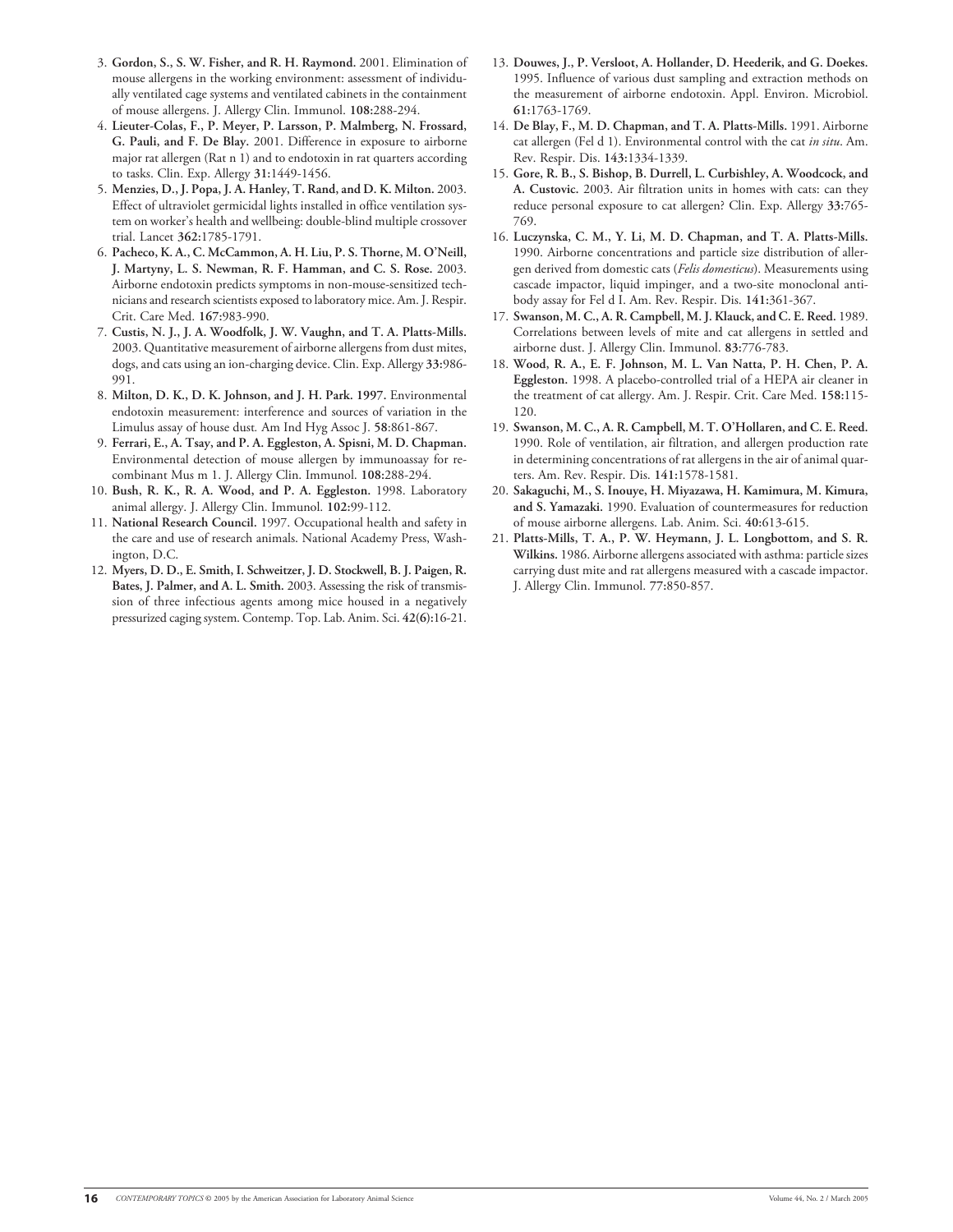3. **Gordon, S., S. W. Fisher, and R. H. Raymond.** 2001. Elimination of mouse allergens in the working environment: assessment of individually ventilated cage systems and ventilated cabinets in the containment of mouse allergens. J. Allergy Clin. Immunol. **108:**288-294.
4. **Lieuter-Colas, F., P. Meyer, P. Larsson, P. Malmberg, N. Frossard, G. Pauli, and F. De Blay.** 2001. Difference in exposure to airborne major rat allergen (Rat n 1) and to endotoxin in rat quarters according to tasks. Clin. Exp. Allergy **31:**1449-1456.
5. **Menzies, D., J. Popa, J. A. Hanley, T. Rand, and D. K. Milton.** 2003. Effect of ultraviolet germicidal lights installed in office ventilation system on worker's health and wellbeing: double-blind multiple crossover trial. Lancet **362:**1785-1791.
6. **Pacheco, K. A., C. McCammon, A. H. Liu, P. S. Thorne, M. O'Neill, J. Martyny, L. S. Newman, R. F. Hamman, and C. S. Rose.** 2003. Airborne endotoxin predicts symptoms in non-mouse-sensitized technicians and research scientists exposed to laboratory mice. Am. J. Respir. Crit. Care Med. **167:**983-990.
7. **Custis, N. J., J. A. Woodfolk, J. W. Vaughn, and T. A. Platts-Mills.** 2003. Quantitative measurement of airborne allergens from dust mites, dogs, and cats using an ion-charging device. Clin. Exp. Allergy **33:**986-991.
8. **Milton, D. K., D. K. Johnson, and J. H. Park. 1997.** Environmental endotoxin measurement: interference and sources of variation in the Limulus assay of house dust. Am Ind Hyg Assoc J. **58**:861-867.
9. **Ferrari, E., A. Tsay, and P. A. Eggleston, A. Spisni, M. D. Chapman.** Environmental detection of mouse allergen by immunoassay for recombinant Mus m 1. J. Allergy Clin. Immunol. **108:**288-294.
10. **Bush, R. K., R. A. Wood, and P. A. Eggleston.** 1998. Laboratory animal allergy. J. Allergy Clin. Immunol. **102:**99-112.
11. **National Research Council.** 1997. Occupational health and safety in the care and use of research animals. National Academy Press, Washington, D.C.
12. **Myers, D. D., E. Smith, I. Schweitzer, J. D. Stockwell, B. J. Paigen, R. Bates, J. Palmer, and A. L. Smith.** 2003. Assessing the risk of transmission of three infectious agents among mice housed in a negatively pressurized caging system. Contemp. Top. Lab. Anim. Sci. **42(6):**16-21.
13. **Douwes, J., P. Versloot, A. Hollander, D. Heederik, and G. Doekes.** 1995. Influence of various dust sampling and extraction methods on the measurement of airborne endotoxin. Appl. Environ. Microbiol. **61:**1763-1769.
14. **De Blay, F., M. D. Chapman, and T. A. Platts-Mills.** 1991. Airborne cat allergen (Fel d 1). Environmental control with the cat *in situ*. Am. Rev. Respir. Dis. **143:**1334-1339.
15. **Gore, R. B., S. Bishop, B. Durrell, L. Curbishley, A. Woodcock, and A. Custovic.** 2003. Air filtration units in homes with cats: can they reduce personal exposure to cat allergen? Clin. Exp. Allergy **33:**765-769.
16. **Luczynska, C. M., Y. Li, M. D. Chapman, and T. A. Platts-Mills.** 1990. Airborne concentrations and particle size distribution of allergen derived from domestic cats (*Felis domesticus*). Measurements using cascade impactor, liquid impinger, and a two-site monoclonal antibody assay for Fel d I. Am. Rev. Respir. Dis. **141:**361-367.
17. **Swanson, M. C., A. R. Campbell, M. J. Klauck, and C. E. Reed.** 1989. Correlations between levels of mite and cat allergens in settled and airborne dust. J. Allergy Clin. Immunol. **83:**776-783.
18. **Wood, R. A., E. F. Johnson, M. L. Van Natta, P. H. Chen, P. A. Eggleston.** 1998. A placebo-controlled trial of a HEPA air cleaner in the treatment of cat allergy. Am. J. Respir. Crit. Care Med. **158:**115-120.
19. **Swanson, M. C., A. R. Campbell, M. T. O'Hollaren, and C. E. Reed.** 1990. Role of ventilation, air filtration, and allergen production rate in determining concentrations of rat allergens in the air of animal quarters. Am. Rev. Respir. Dis. **141:**1578-1581.
20. **Sakaguchi, M., S. Inouye, H. Miyazawa, H. Kamimura, M. Kimura, and S. Yamazaki.** 1990. Evaluation of countermeasures for reduction of mouse airborne allergens. Lab. Anim. Sci. **40:**613-615.
21. **Platts-Mills, T. A., P. W. Heymann, J. L. Longbottom, and S. R. Wilkins.** 1986. Airborne allergens associated with asthma: particle sizes carrying dust mite and rat allergens measured with a cascade impactor. J. Allergy Clin. Immunol. **77:**850-857.